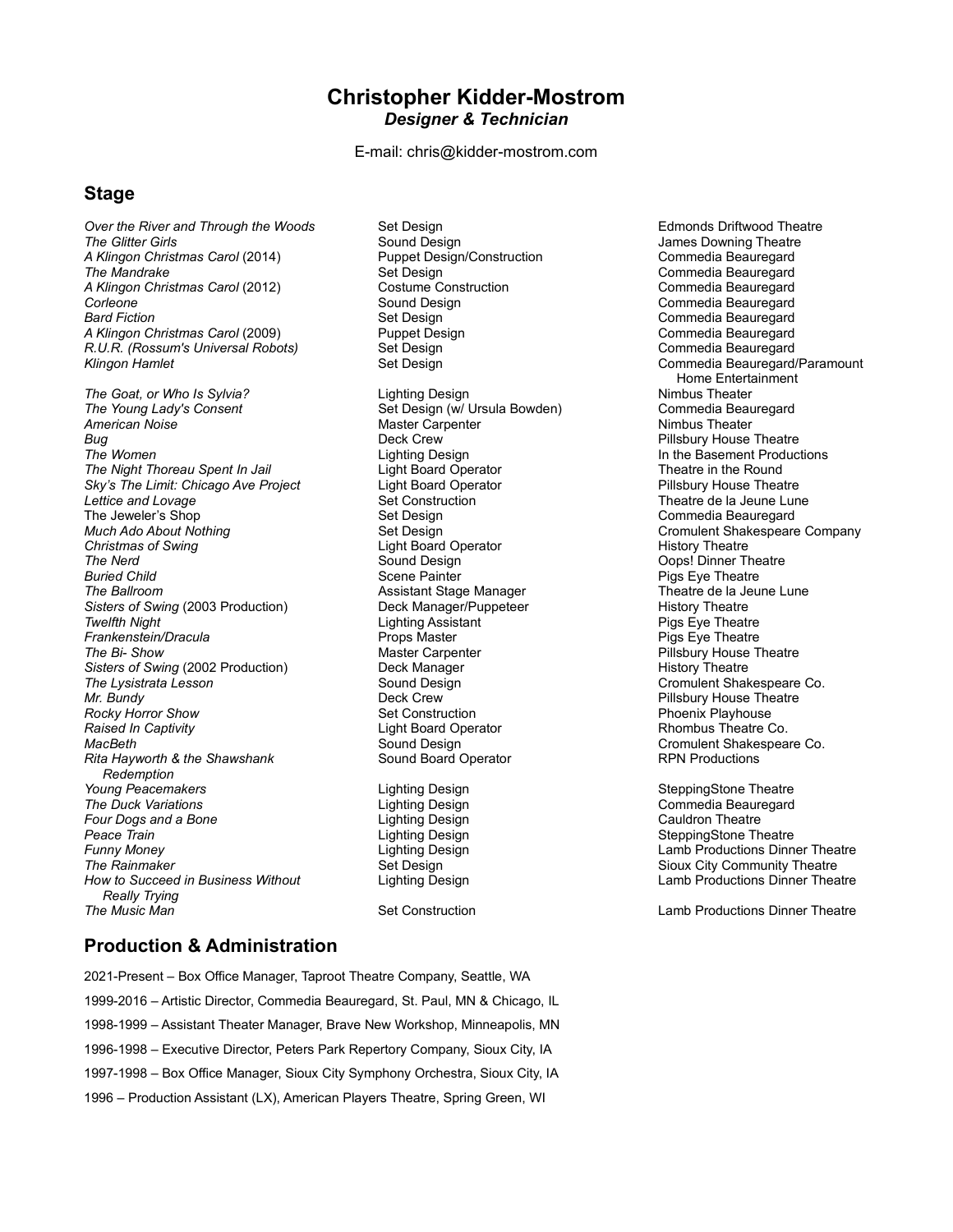# Christopher Kidder-Mostrom

***Designer & Technician***

E-mail: chris@kidder-mostrom.com

## Stage

| | | |
|---|---|---|
| *Over the River and Through the Woods* | Set Design | Edmonds Driftwood Theatre |
| *The Glitter Girls* | Sound Design | James Downing Theatre |
| *A Klingon Christmas Carol* (2014) | Puppet Design/Construction | Commedia Beauregard |
| *The Mandrake* | Set Design | Commedia Beauregard |
| *A Klingon Christmas Carol* (2012) | Costume Construction | Commedia Beauregard |
| *Corleone* | Sound Design | Commedia Beauregard |
| *Bard Fiction* | Set Design | Commedia Beauregard |
| *A Klingon Christmas Carol* (2009) | Puppet Design | Commedia Beauregard |
| *R.U.R. (Rossum's Universal Robots)* | Set Design | Commedia Beauregard |
| *Klingon Hamlet* | Set Design | Commedia Beauregard/Paramount Home Entertainment |
| *The Goat, or Who Is Sylvia?* | Lighting Design | Nimbus Theater |
| *The Young Lady's Consent* | Set Design (w/ Ursula Bowden) | Commedia Beauregard |
| *American Noise* | Master Carpenter | Nimbus Theater |
| *Bug* | Deck Crew | Pillsbury House Theatre |
| *The Women* | Lighting Design | In the Basement Productions |
| *The Night Thoreau Spent In Jail* | Light Board Operator | Theatre in the Round |
| *Sky's The Limit: Chicago Ave Project* | Light Board Operator | Pillsbury House Theatre |
| *Lettice and Lovage* | Set Construction | Theatre de la Jeune Lune |
| The Jeweler's Shop | Set Design | Commedia Beauregard |
| *Much Ado About Nothing* | Set Design | Cromulent Shakespeare Company |
| *Christmas of Swing* | Light Board Operator | History Theatre |
| *The Nerd* | Sound Design | Oops! Dinner Theatre |
| *Buried Child* | Scene Painter | Pigs Eye Theatre |
| *The Ballroom* | Assistant Stage Manager | Theatre de la Jeune Lune |
| *Sisters of Swing* (2003 Production) | Deck Manager/Puppeteer | History Theatre |
| *Twelfth Night* | Lighting Assistant | Pigs Eye Theatre |
| *Frankenstein/Dracula* | Props Master | Pigs Eye Theatre |
| *The Bi- Show* | Master Carpenter | Pillsbury House Theatre |
| *Sisters of Swing* (2002 Production) | Deck Manager | History Theatre |
| *The Lysistrata Lesson* | Sound Design | Cromulent Shakespeare Co. |
| *Mr. Bundy* | Deck Crew | Pillsbury House Theatre |
| *Rocky Horror Show* | Set Construction | Phoenix Playhouse |
| *Raised In Captivity* | Light Board Operator | Rhombus Theatre Co. |
| *MacBeth* | Sound Design | Cromulent Shakespeare Co. |
| *Rita Hayworth & the Shawshank Redemption* | Sound Board Operator | RPN Productions |
| *Young Peacemakers* | Lighting Design | SteppingStone Theatre |
| *The Duck Variations* | Lighting Design | Commedia Beauregard |
| *Four Dogs and a Bone* | Lighting Design | Cauldron Theatre |
| *Peace Train* | Lighting Design | SteppingStone Theatre |
| *Funny Money* | Lighting Design | Lamb Productions Dinner Theatre |
| *The Rainmaker* | Set Design | Sioux City Community Theatre |
| *How to Succeed in Business Without Really Trying* | Lighting Design | Lamb Productions Dinner Theatre |
| *The Music Man* | Set Construction | Lamb Productions Dinner Theatre |

## Production & Administration

2021-Present – Box Office Manager, Taproot Theatre Company, Seattle, WA

1999-2016 – Artistic Director, Commedia Beauregard, St. Paul, MN & Chicago, IL

1998-1999 – Assistant Theater Manager, Brave New Workshop, Minneapolis, MN

1996-1998 – Executive Director, Peters Park Repertory Company, Sioux City, IA

1997-1998 – Box Office Manager, Sioux City Symphony Orchestra, Sioux City, IA

1996 – Production Assistant (LX), American Players Theatre, Spring Green, WI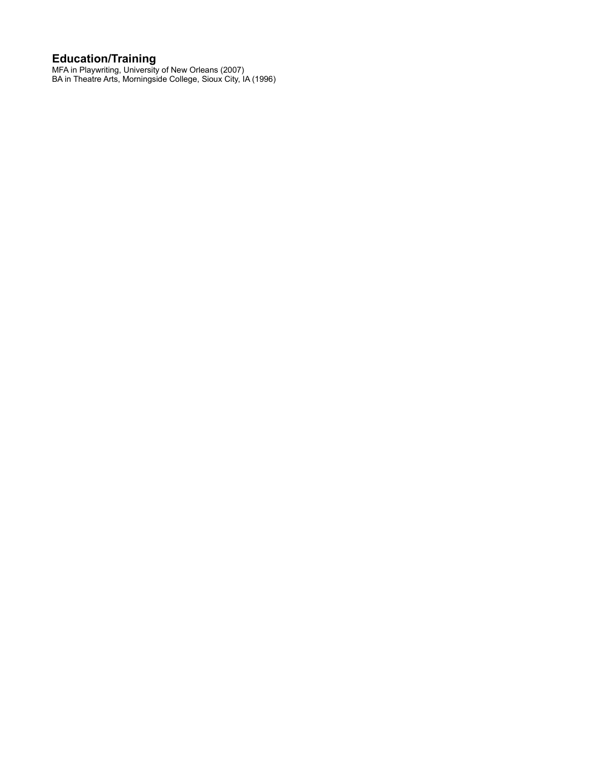## Education/Training

MFA in Playwriting, University of New Orleans (2007)
BA in Theatre Arts, Morningside College, Sioux City, IA (1996)